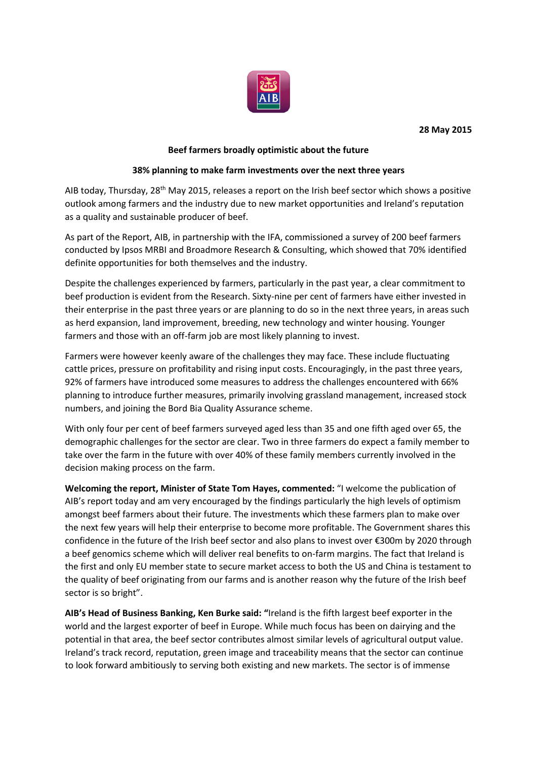**28 May 2015**

**Beef farmers broadly optimistic about the future**

**38% planning to make farm investments over the next three years**

AIB today, Thursday, 28th May 2015, releases a report on the Irish beef sector which shows a positive outlook among farmers and the industry due to new market opportunities and Ireland's reputation as a quality and sustainable producer of beef.

As part of the Report, AIB, in partnership with the IFA, commissioned a survey of 200 beef farmers conducted by Ipsos MRBI and Broadmore Research & Consulting, which showed that 70% identified definite opportunities for both themselves and the industry.

Despite the challenges experienced by farmers, particularly in the past year, a clear commitment to beef production is evident from the Research. Sixty-nine per cent of farmers have either invested in their enterprise in the past three years or are planning to do so in the next three years, in areas such as herd expansion, land improvement, breeding, new technology and winter housing. Younger farmers and those with an off-farm job are most likely planning to invest.

Farmers were however keenly aware of the challenges they may face. These include fluctuating cattle prices, pressure on profitability and rising input costs. Encouragingly, in the past three years, 92% of farmers have introduced some measures to address the challenges encountered with 66% planning to introduce further measures, primarily involving grassland management, increased stock numbers, and joining the Bord Bia Quality Assurance scheme.

With only four per cent of beef farmers surveyed aged less than 35 and one fifth aged over 65, the demographic challenges for the sector are clear. Two in three farmers do expect a family member to take over the farm in the future with over 40% of these family members currently involved in the decision making process on the farm.

**Welcoming the report, Minister of State Tom Hayes, commented:** "I welcome the publication of AIB's report today and am very encouraged by the findings particularly the high levels of optimism amongst beef farmers about their future. The investments which these farmers plan to make over the next few years will help their enterprise to become more profitable. The Government shares this confidence in the future of the Irish beef sector and also plans to invest over €300m by 2020 through a beef genomics scheme which will deliver real benefits to on-farm margins. The fact that Ireland is the first and only EU member state to secure market access to both the US and China is testament to the quality of beef originating from our farms and is another reason why the future of the Irish beef sector is so bright".

**AIB's Head of Business Banking, Ken Burke said: "**Ireland is the fifth largest beef exporter in the world and the largest exporter of beef in Europe. While much focus has been on dairying and the potential in that area, the beef sector contributes almost similar levels of agricultural output value. Ireland's track record, reputation, green image and traceability means that the sector can continue to look forward ambitiously to serving both existing and new markets. The sector is of immense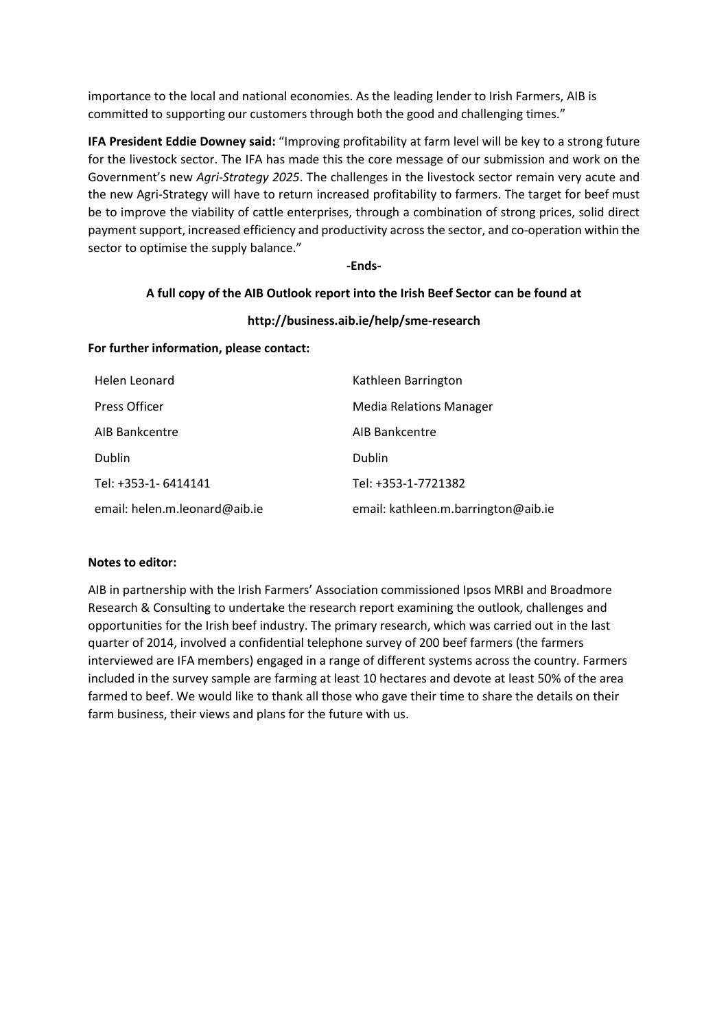importance to the local and national economies. As the leading lender to Irish Farmers, AIB is committed to supporting our customers through both the good and challenging times."

**IFA President Eddie Downey said:** "Improving profitability at farm level will be key to a strong future for the livestock sector. The IFA has made this the core message of our submission and work on the Government's new *Agri-Strategy 2025*. The challenges in the livestock sector remain very acute and the new Agri-Strategy will have to return increased profitability to farmers. The target for beef must be to improve the viability of cattle enterprises, through a combination of strong prices, solid direct payment support, increased efficiency and productivity across the sector, and co-operation within the sector to optimise the supply balance."

**-Ends-**

**A full copy of the AIB Outlook report into the Irish Beef Sector can be found at**

**http://business.aib.ie/help/sme-research**

**For further information, please contact:**

| | |
|---|---|
| Helen Leonard | Kathleen Barrington |
| Press Officer | Media Relations Manager |
| AIB Bankcentre | AIB Bankcentre |
| Dublin | Dublin |
| Tel: +353-1- 6414141 | Tel: +353-1-7721382 |
| email: helen.m.leonard@aib.ie | email: kathleen.m.barrington@aib.ie |

**Notes to editor:**

AIB in partnership with the Irish Farmers' Association commissioned Ipsos MRBI and Broadmore Research & Consulting to undertake the research report examining the outlook, challenges and opportunities for the Irish beef industry. The primary research, which was carried out in the last quarter of 2014, involved a confidential telephone survey of 200 beef farmers (the farmers interviewed are IFA members) engaged in a range of different systems across the country. Farmers included in the survey sample are farming at least 10 hectares and devote at least 50% of the area farmed to beef. We would like to thank all those who gave their time to share the details on their farm business, their views and plans for the future with us.